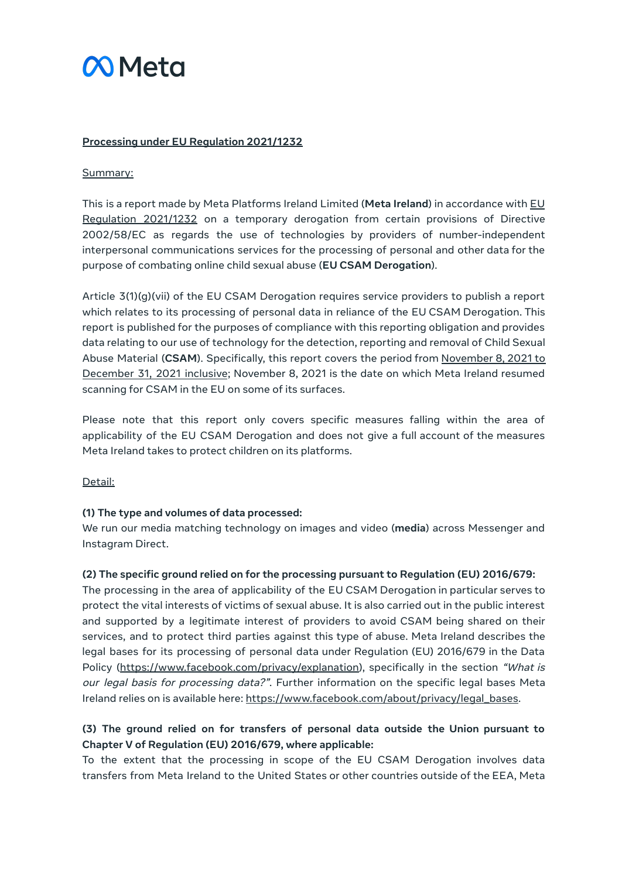Meta

## Processing under EU Regulation 2021/1232

Summary:

This is a report made by Meta Platforms Ireland Limited (**Meta Ireland**) in accordance with EU Regulation 2021/1232 on a temporary derogation from certain provisions of Directive 2002/58/EC as regards the use of technologies by providers of number-independent interpersonal communications services for the processing of personal and other data for the purpose of combating online child sexual abuse (**EU CSAM Derogation**).

Article 3(1)(g)(vii) of the EU CSAM Derogation requires service providers to publish a report which relates to its processing of personal data in reliance of the EU CSAM Derogation. This report is published for the purposes of compliance with this reporting obligation and provides data relating to our use of technology for the detection, reporting and removal of Child Sexual Abuse Material (**CSAM**). Specifically, this report covers the period from November 8, 2021 to December 31, 2021 inclusive; November 8, 2021 is the date on which Meta Ireland resumed scanning for CSAM in the EU on some of its surfaces.

Please note that this report only covers specific measures falling within the area of applicability of the EU CSAM Derogation and does not give a full account of the measures Meta Ireland takes to protect children on its platforms.

Detail:

**(1) The type and volumes of data processed:**
We run our media matching technology on images and video (**media**) across Messenger and Instagram Direct.

**(2) The specific ground relied on for the processing pursuant to Regulation (EU) 2016/679:**
The processing in the area of applicability of the EU CSAM Derogation in particular serves to protect the vital interests of victims of sexual abuse. It is also carried out in the public interest and supported by a legitimate interest of providers to avoid CSAM being shared on their services, and to protect third parties against this type of abuse. Meta Ireland describes the legal bases for its processing of personal data under Regulation (EU) 2016/679 in the Data Policy (https://www.facebook.com/privacy/explanation), specifically in the section *"What is our legal basis for processing data?"*. Further information on the specific legal bases Meta Ireland relies on is available here: https://www.facebook.com/about/privacy/legal_bases.

**(3) The ground relied on for transfers of personal data outside the Union pursuant to Chapter V of Regulation (EU) 2016/679, where applicable:**
To the extent that the processing in scope of the EU CSAM Derogation involves data transfers from Meta Ireland to the United States or other countries outside of the EEA, Meta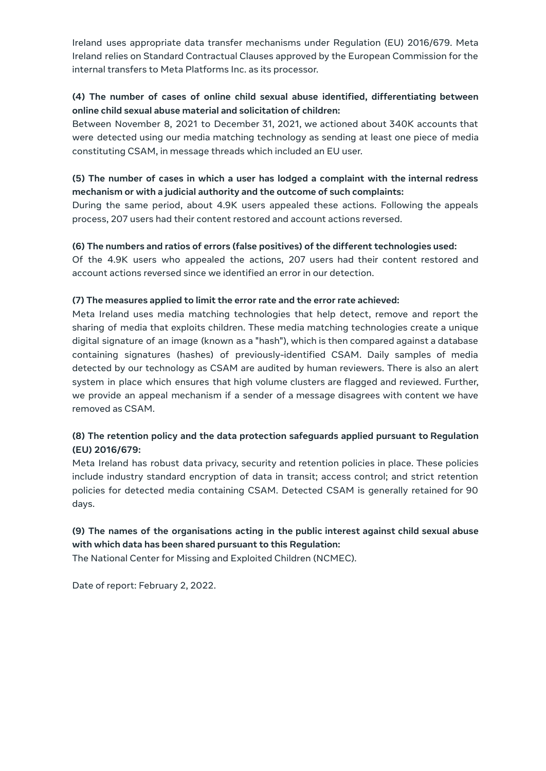Ireland uses appropriate data transfer mechanisms under Regulation (EU) 2016/679. Meta Ireland relies on Standard Contractual Clauses approved by the European Commission for the internal transfers to Meta Platforms Inc. as its processor.

**(4) The number of cases of online child sexual abuse identified, differentiating between online child sexual abuse material and solicitation of children:**
Between November 8, 2021 to December 31, 2021, we actioned about 340K accounts that were detected using our media matching technology as sending at least one piece of media constituting CSAM, in message threads which included an EU user.

**(5) The number of cases in which a user has lodged a complaint with the internal redress mechanism or with a judicial authority and the outcome of such complaints:**
During the same period, about 4.9K users appealed these actions. Following the appeals process, 207 users had their content restored and account actions reversed.

**(6) The numbers and ratios of errors (false positives) of the different technologies used:**
Of the 4.9K users who appealed the actions, 207 users had their content restored and account actions reversed since we identified an error in our detection.

**(7) The measures applied to limit the error rate and the error rate achieved:**
Meta Ireland uses media matching technologies that help detect, remove and report the sharing of media that exploits children. These media matching technologies create a unique digital signature of an image (known as a "hash"), which is then compared against a database containing signatures (hashes) of previously-identified CSAM. Daily samples of media detected by our technology as CSAM are audited by human reviewers. There is also an alert system in place which ensures that high volume clusters are flagged and reviewed. Further, we provide an appeal mechanism if a sender of a message disagrees with content we have removed as CSAM.

**(8) The retention policy and the data protection safeguards applied pursuant to Regulation (EU) 2016/679:**
Meta Ireland has robust data privacy, security and retention policies in place. These policies include industry standard encryption of data in transit; access control; and strict retention policies for detected media containing CSAM. Detected CSAM is generally retained for 90 days.

**(9) The names of the organisations acting in the public interest against child sexual abuse with which data has been shared pursuant to this Regulation:**
The National Center for Missing and Exploited Children (NCMEC).

Date of report: February 2, 2022.